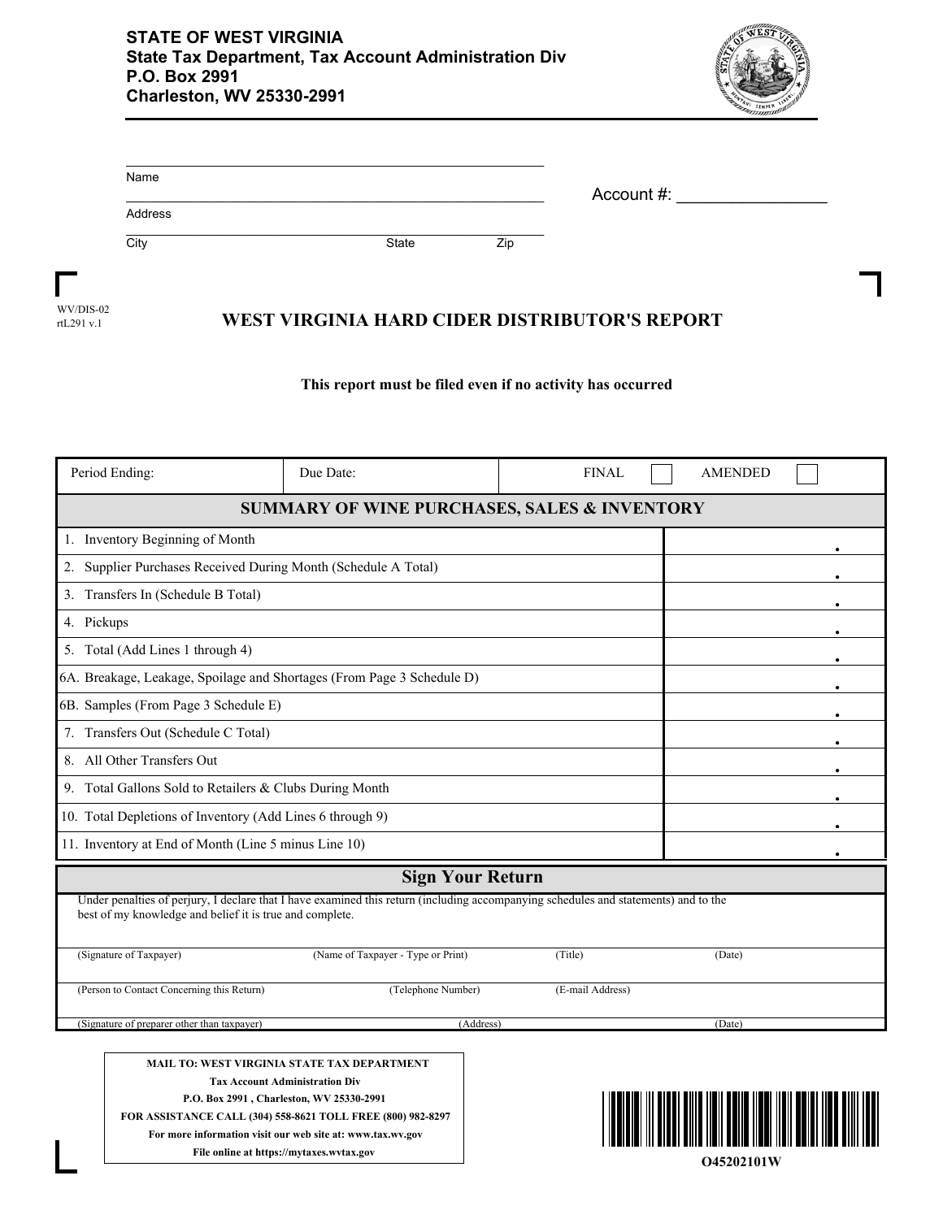**STATE OF WEST VIRGINIA**
**State Tax Department, Tax Account Administration Div**
**P.O. Box 2991**
**Charleston, WV 25330-2991**

Name ____________________________________________

Address ____________________________________________

City ____________________ State ________ Zip ________

Account #: ________________

WV/DIS-02
rtL291 v.1

# WEST VIRGINIA HARD CIDER DISTRIBUTOR'S REPORT

**This report must be filed even if no activity has occurred**

| Period Ending: | Due Date: | FINAL ☐ | AMENDED ☐ |
|---|---|---|---|

| **SUMMARY OF WINE PURCHASES, SALES & INVENTORY** | |
|---|---|
| 1. Inventory Beginning of Month | . |
| 2. Supplier Purchases Received During Month (Schedule A Total) | . |
| 3. Transfers In (Schedule B Total) | . |
| 4. Pickups | . |
| 5. Total (Add Lines 1 through 4) | . |
| 6A. Breakage, Leakage, Spoilage and Shortages (From Page 3 Schedule D) | . |
| 6B. Samples (From Page 3 Schedule E) | . |
| 7. Transfers Out (Schedule C Total) | . |
| 8. All Other Transfers Out | . |
| 9. Total Gallons Sold to Retailers & Clubs During Month | . |
| 10. Total Depletions of Inventory (Add Lines 6 through 9) | . |
| 11. Inventory at End of Month (Line 5 minus Line 10) | . |

## Sign Your Return

Under penalties of perjury, I declare that I have examined this return (including accompanying schedules and statements) and to the best of my knowledge and belief it is true and complete.

| (Signature of Taxpayer) | (Name of Taxpayer - Type or Print) | (Title) | (Date) |
|---|---|---|---|
| (Person to Contact Concerning this Return) | (Telephone Number) | (E-mail Address) | |
| (Signature of preparer other than taxpayer) | (Address) | | (Date) |

**MAIL TO: WEST VIRGINIA STATE TAX DEPARTMENT**
**Tax Account Administration Div**
**P.O. Box 2991 , Charleston, WV 25330-2991**
**FOR ASSISTANCE CALL (304) 558-8621 TOLL FREE (800) 982-8297**
**For more information visit our web site at: www.tax.wv.gov**
**File online at https://mytaxes.wvtax.gov**

**O45202101W**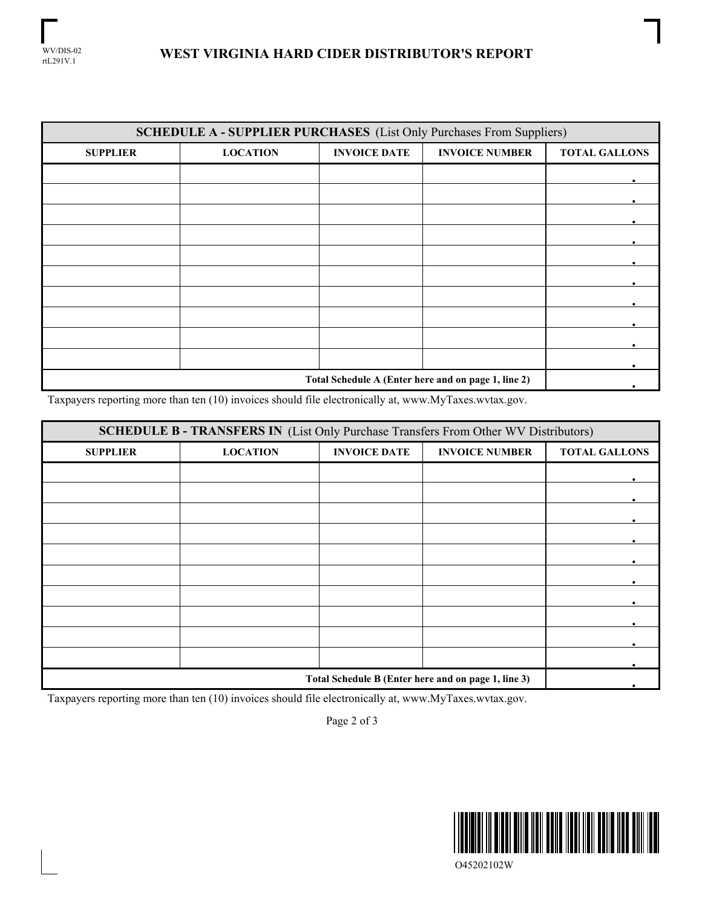WV/DIS-02
rtL291V.1

# WEST VIRGINIA HARD CIDER DISTRIBUTOR'S REPORT

| **SCHEDULE A - SUPPLIER PURCHASES** (List Only Purchases From Suppliers) | | | | |
|---|---|---|---|---|
| **SUPPLIER** | **LOCATION** | **INVOICE DATE** | **INVOICE NUMBER** | **TOTAL GALLONS** |
| | | | | . |
| | | | | . |
| | | | | . |
| | | | | . |
| | | | | . |
| | | | | . |
| | | | | . |
| | | | | . |
| | | | | . |
| | | | | . |
| **Total Schedule A (Enter here and on page 1, line 2)** | | | | . |

Taxpayers reporting more than ten (10) invoices should file electronically at, www.MyTaxes.wvtax.gov.

| **SCHEDULE B - TRANSFERS IN** (List Only Purchase Transfers From Other WV Distributors) | | | | |
|---|---|---|---|---|
| **SUPPLIER** | **LOCATION** | **INVOICE DATE** | **INVOICE NUMBER** | **TOTAL GALLONS** |
| | | | | . |
| | | | | . |
| | | | | . |
| | | | | . |
| | | | | . |
| | | | | . |
| | | | | . |
| | | | | . |
| | | | | . |
| | | | | . |
| **Total Schedule B (Enter here and on page 1, line 3)** | | | | . |

Taxpayers reporting more than ten (10) invoices should file electronically at, www.MyTaxes.wvtax.gov.

O45202102W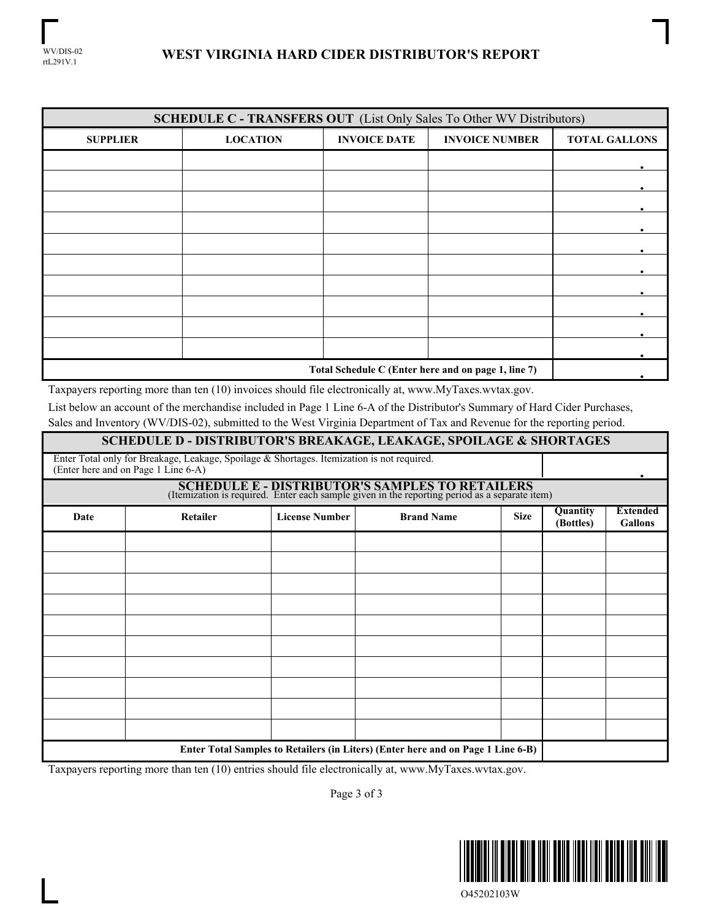WV/DIS-02
rtL291V.1

# WEST VIRGINIA HARD CIDER DISTRIBUTOR'S REPORT

| SCHEDULE C - TRANSFERS OUT (List Only Sales To Other WV Distributors) | | | | |
|---|---|---|---|---|
| SUPPLIER | LOCATION | INVOICE DATE | INVOICE NUMBER | TOTAL GALLONS |
| | | | | . |
| | | | | . |
| | | | | . |
| | | | | . |
| | | | | . |
| | | | | . |
| | | | | . |
| | | | | . |
| | | | | . |
| | | | | . |
| **Total Schedule C (Enter here and on page 1, line 7)** | | | | . |

Taxpayers reporting more than ten (10) invoices should file electronically at, www.MyTaxes.wvtax.gov.

List below an account of the merchandise included in Page 1 Line 6-A of the Distributor's Summary of Hard Cider Purchases, Sales and Inventory (WV/DIS-02), submitted to the West Virginia Department of Tax and Revenue for the reporting period.

| SCHEDULE D - DISTRIBUTOR'S BREAKAGE, LEAKAGE, SPOILAGE & SHORTAGES | |
|---|---|
| Enter Total only for Breakage, Leakage, Spoilage & Shortages. Itemization is not required. (Enter here and on Page 1 Line 6-A) | . |

| SCHEDULE E - DISTRIBUTOR'S SAMPLES TO RETAILERS (Itemization is required. Enter each sample given in the reporting period as a separate item) | | | | | | |
|---|---|---|---|---|---|---|
| Date | Retailer | License Number | Brand Name | Size | Quantity (Bottles) | Extended Gallons |
| | | | | | | |
| | | | | | | |
| | | | | | | |
| | | | | | | |
| | | | | | | |
| | | | | | | |
| | | | | | | |
| | | | | | | |
| | | | | | | |
| | | | | | | |
| **Enter Total Samples to Retailers (in Liters) (Enter here and on Page 1 Line 6-B)** | | | | | | |

Taxpayers reporting more than ten (10) entries should file electronically at, www.MyTaxes.wvtax.gov.

O45202103W